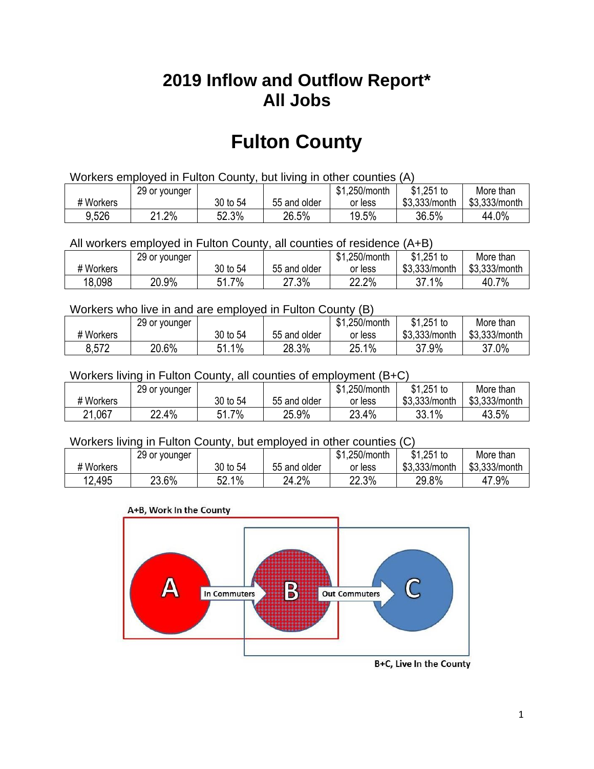# 2019 Inflow and Outflow Report*
# All Jobs

# Fulton County

Workers employed in Fulton County, but living in other counties (A)

| # Workers | 29 or younger | 30 to 54 | 55 and older | $1,250/month or less | $1,251 to $3,333/month | More than $3,333/month |
|---|---|---|---|---|---|---|
| 9,526 | 21.2% | 52.3% | 26.5% | 19.5% | 36.5% | 44.0% |

All workers employed in Fulton County, all counties of residence (A+B)

| # Workers | 29 or younger | 30 to 54 | 55 and older | $1,250/month or less | $1,251 to $3,333/month | More than $3,333/month |
|---|---|---|---|---|---|---|
| 18,098 | 20.9% | 51.7% | 27.3% | 22.2% | 37.1% | 40.7% |

Workers who live in and are employed in Fulton County (B)

| # Workers | 29 or younger | 30 to 54 | 55 and older | $1,250/month or less | $1,251 to $3,333/month | More than $3,333/month |
|---|---|---|---|---|---|---|
| 8,572 | 20.6% | 51.1% | 28.3% | 25.1% | 37.9% | 37.0% |

Workers living in Fulton County, all counties of employment (B+C)

| # Workers | 29 or younger | 30 to 54 | 55 and older | $1,250/month or less | $1,251 to $3,333/month | More than $3,333/month |
|---|---|---|---|---|---|---|
| 21,067 | 22.4% | 51.7% | 25.9% | 23.4% | 33.1% | 43.5% |

Workers living in Fulton County, but employed in other counties (C)

| # Workers | 29 or younger | 30 to 54 | 55 and older | $1,250/month or less | $1,251 to $3,333/month | More than $3,333/month |
|---|---|---|---|---|---|---|
| 12,495 | 23.6% | 52.1% | 24.2% | 22.3% | 29.8% | 47.9% |

A+B, Work In the County

A → In Commuters → B → Out Commuters → C

B+C, Live In the County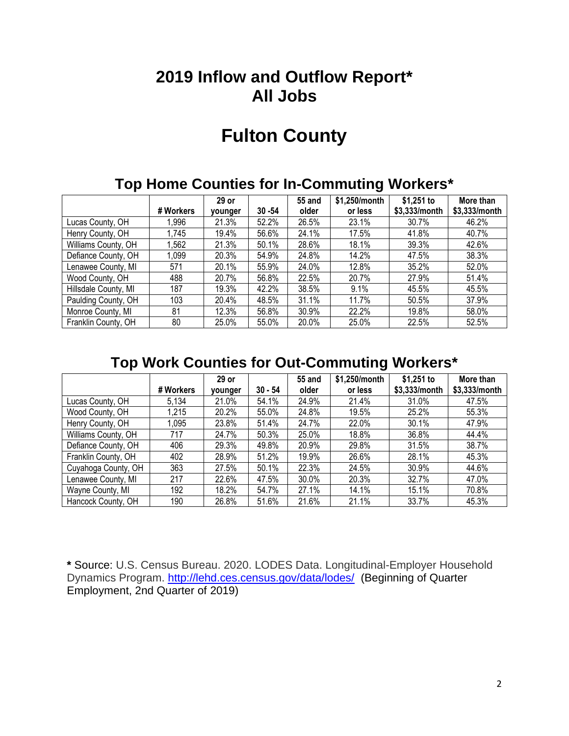# 2019 Inflow and Outflow Report*
# All Jobs

# Fulton County

## Top Home Counties for In-Commuting Workers*

| | # Workers | 29 or younger | 30 -54 | 55 and older | $1,250/month or less | $1,251 to $3,333/month | More than $3,333/month |
|---|---|---|---|---|---|---|---|
| Lucas County, OH | 1,996 | 21.3% | 52.2% | 26.5% | 23.1% | 30.7% | 46.2% |
| Henry County, OH | 1,745 | 19.4% | 56.6% | 24.1% | 17.5% | 41.8% | 40.7% |
| Williams County, OH | 1,562 | 21.3% | 50.1% | 28.6% | 18.1% | 39.3% | 42.6% |
| Defiance County, OH | 1,099 | 20.3% | 54.9% | 24.8% | 14.2% | 47.5% | 38.3% |
| Lenawee County, MI | 571 | 20.1% | 55.9% | 24.0% | 12.8% | 35.2% | 52.0% |
| Wood County, OH | 488 | 20.7% | 56.8% | 22.5% | 20.7% | 27.9% | 51.4% |
| Hillsdale County, MI | 187 | 19.3% | 42.2% | 38.5% | 9.1% | 45.5% | 45.5% |
| Paulding County, OH | 103 | 20.4% | 48.5% | 31.1% | 11.7% | 50.5% | 37.9% |
| Monroe County, MI | 81 | 12.3% | 56.8% | 30.9% | 22.2% | 19.8% | 58.0% |
| Franklin County, OH | 80 | 25.0% | 55.0% | 20.0% | 25.0% | 22.5% | 52.5% |

## Top Work Counties for Out-Commuting Workers*

| | # Workers | 29 or younger | 30 - 54 | 55 and older | $1,250/month or less | $1,251 to $3,333/month | More than $3,333/month |
|---|---|---|---|---|---|---|---|
| Lucas County, OH | 5,134 | 21.0% | 54.1% | 24.9% | 21.4% | 31.0% | 47.5% |
| Wood County, OH | 1,215 | 20.2% | 55.0% | 24.8% | 19.5% | 25.2% | 55.3% |
| Henry County, OH | 1,095 | 23.8% | 51.4% | 24.7% | 22.0% | 30.1% | 47.9% |
| Williams County, OH | 717 | 24.7% | 50.3% | 25.0% | 18.8% | 36.8% | 44.4% |
| Defiance County, OH | 406 | 29.3% | 49.8% | 20.9% | 29.8% | 31.5% | 38.7% |
| Franklin County, OH | 402 | 28.9% | 51.2% | 19.9% | 26.6% | 28.1% | 45.3% |
| Cuyahoga County, OH | 363 | 27.5% | 50.1% | 22.3% | 24.5% | 30.9% | 44.6% |
| Lenawee County, MI | 217 | 22.6% | 47.5% | 30.0% | 20.3% | 32.7% | 47.0% |
| Wayne County, MI | 192 | 18.2% | 54.7% | 27.1% | 14.1% | 15.1% | 70.8% |
| Hancock County, OH | 190 | 26.8% | 51.6% | 21.6% | 21.1% | 33.7% | 45.3% |

**\*** Source: U.S. Census Bureau. 2020. LODES Data. Longitudinal-Employer Household Dynamics Program. http://lehd.ces.census.gov/data/lodes/ (Beginning of Quarter Employment, 2nd Quarter of 2019)